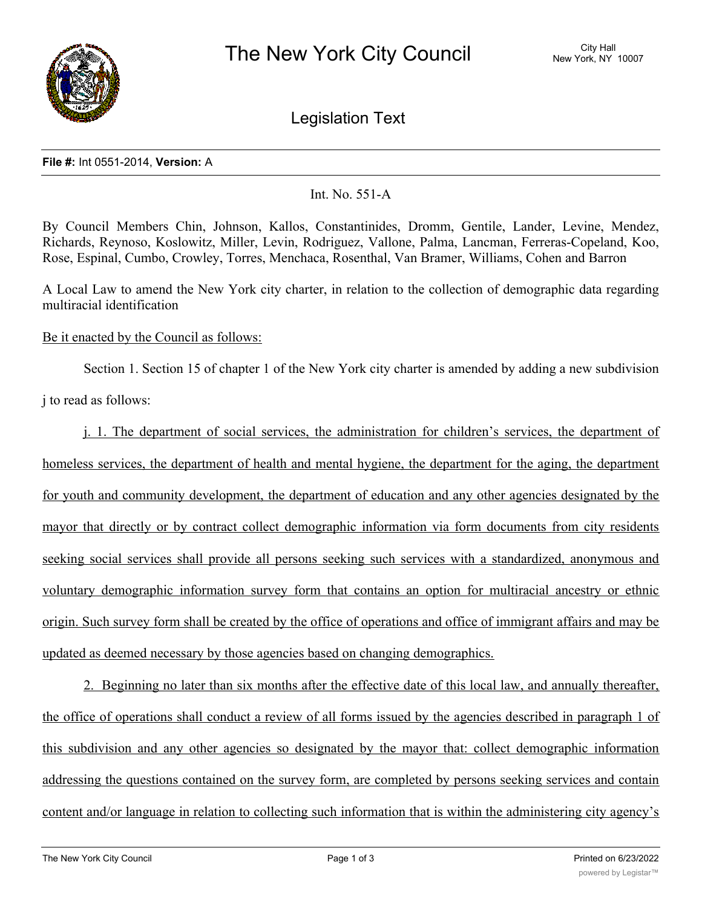# The New York City Council

City Hall
New York, NY 10007

## Legislation Text

**File #:** Int 0551-2014, **Version:** A

Int. No. 551-A

By Council Members Chin, Johnson, Kallos, Constantinides, Dromm, Gentile, Lander, Levine, Mendez, Richards, Reynoso, Koslowitz, Miller, Levin, Rodriguez, Vallone, Palma, Lancman, Ferreras-Copeland, Koo, Rose, Espinal, Cumbo, Crowley, Torres, Menchaca, Rosenthal, Van Bramer, Williams, Cohen and Barron

A Local Law to amend the New York city charter, in relation to the collection of demographic data regarding multiracial identification

Be it enacted by the Council as follows:

Section 1. Section 15 of chapter 1 of the New York city charter is amended by adding a new subdivision j to read as follows:

j. 1. The department of social services, the administration for children's services, the department of homeless services, the department of health and mental hygiene, the department for the aging, the department for youth and community development, the department of education and any other agencies designated by the mayor that directly or by contract collect demographic information via form documents from city residents seeking social services shall provide all persons seeking such services with a standardized, anonymous and voluntary demographic information survey form that contains an option for multiracial ancestry or ethnic origin. Such survey form shall be created by the office of operations and office of immigrant affairs and may be updated as deemed necessary by those agencies based on changing demographics.

2. Beginning no later than six months after the effective date of this local law, and annually thereafter, the office of operations shall conduct a review of all forms issued by the agencies described in paragraph 1 of this subdivision and any other agencies so designated by the mayor that: collect demographic information addressing the questions contained on the survey form, are completed by persons seeking services and contain content and/or language in relation to collecting such information that is within the administering city agency's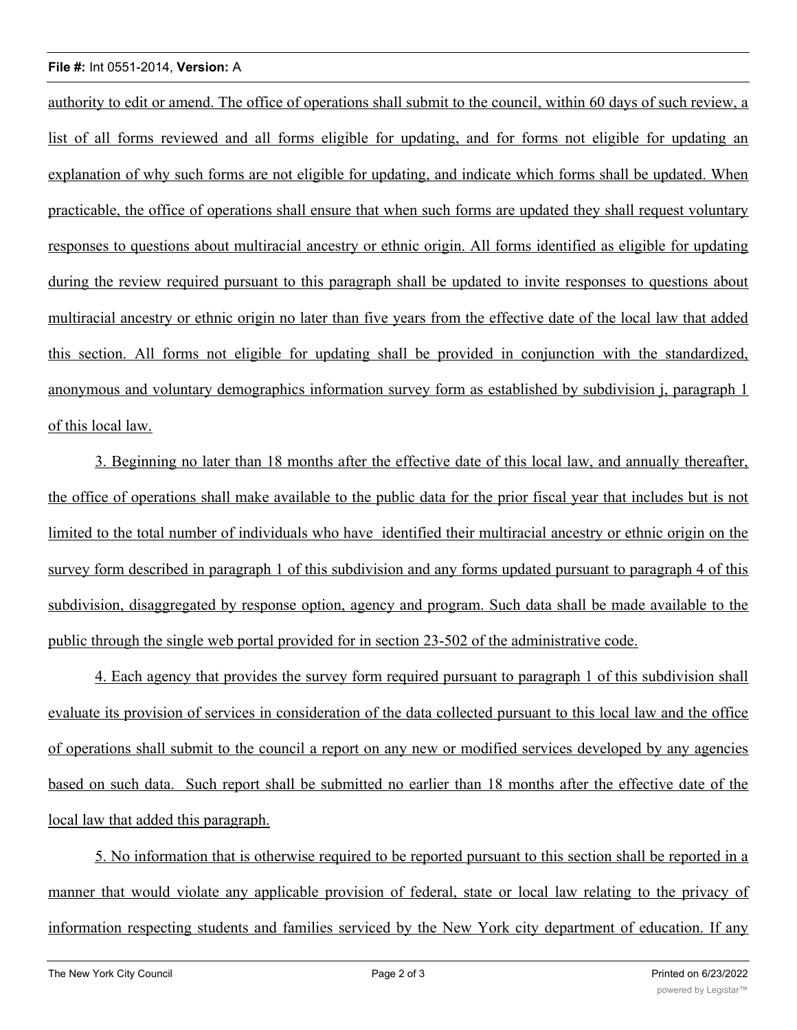authority to edit or amend. The office of operations shall submit to the council, within 60 days of such review, a list of all forms reviewed and all forms eligible for updating, and for forms not eligible for updating an explanation of why such forms are not eligible for updating, and indicate which forms shall be updated. When practicable, the office of operations shall ensure that when such forms are updated they shall request voluntary responses to questions about multiracial ancestry or ethnic origin. All forms identified as eligible for updating during the review required pursuant to this paragraph shall be updated to invite responses to questions about multiracial ancestry or ethnic origin no later than five years from the effective date of the local law that added this section. All forms not eligible for updating shall be provided in conjunction with the standardized, anonymous and voluntary demographics information survey form as established by subdivision j, paragraph 1 of this local law.

3. Beginning no later than 18 months after the effective date of this local law, and annually thereafter, the office of operations shall make available to the public data for the prior fiscal year that includes but is not limited to the total number of individuals who have identified their multiracial ancestry or ethnic origin on the survey form described in paragraph 1 of this subdivision and any forms updated pursuant to paragraph 4 of this subdivision, disaggregated by response option, agency and program. Such data shall be made available to the public through the single web portal provided for in section 23-502 of the administrative code.

4. Each agency that provides the survey form required pursuant to paragraph 1 of this subdivision shall evaluate its provision of services in consideration of the data collected pursuant to this local law and the office of operations shall submit to the council a report on any new or modified services developed by any agencies based on such data. Such report shall be submitted no earlier than 18 months after the effective date of the local law that added this paragraph.

5. No information that is otherwise required to be reported pursuant to this section shall be reported in a manner that would violate any applicable provision of federal, state or local law relating to the privacy of information respecting students and families serviced by the New York city department of education. If any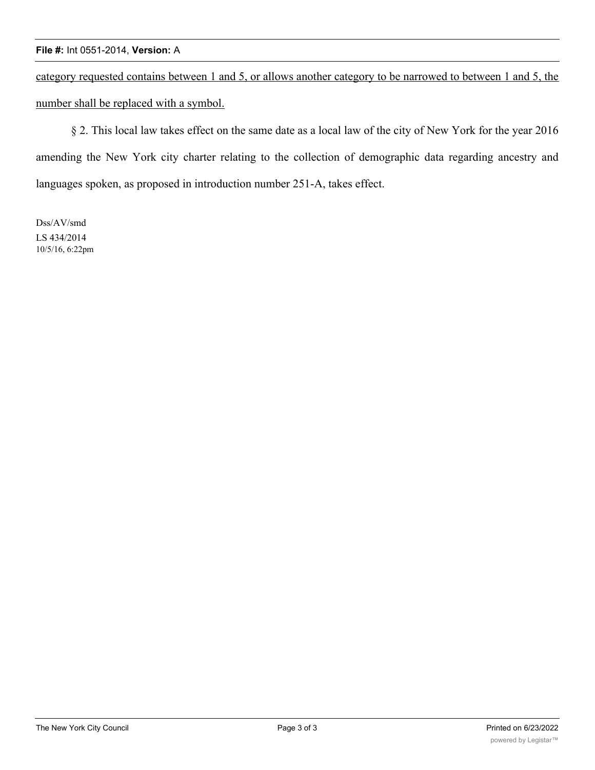category requested contains between 1 and 5, or allows another category to be narrowed to between 1 and 5, the number shall be replaced with a symbol.

§ 2. This local law takes effect on the same date as a local law of the city of New York for the year 2016 amending the New York city charter relating to the collection of demographic data regarding ancestry and languages spoken, as proposed in introduction number 251-A, takes effect.

Dss/AV/smd
LS 434/2014
10/5/16, 6:22pm